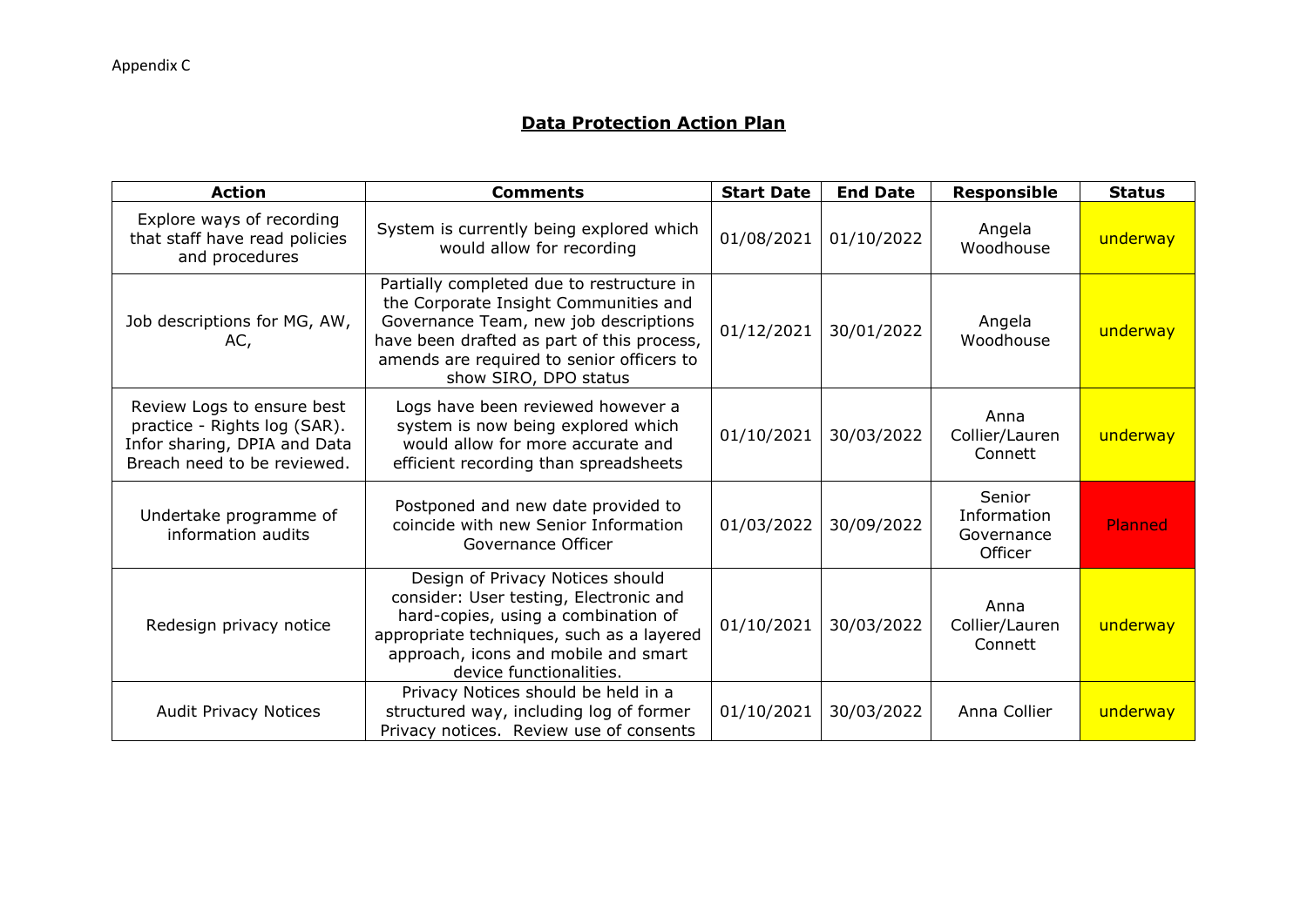Appendix C

# Data Protection Action Plan

| Action | Comments | Start Date | End Date | Responsible | Status |
| --- | --- | --- | --- | --- | --- |
| Explore ways of recording that staff have read policies and procedures | System is currently being explored which would allow for recording | 01/08/2021 | 01/10/2022 | Angela Woodhouse | underway |
| Job descriptions for MG, AW, AC, | Partially completed due to restructure in the Corporate Insight Communities and Governance Team, new job descriptions have been drafted as part of this process, amends are required to senior officers to show SIRO, DPO status | 01/12/2021 | 30/01/2022 | Angela Woodhouse | underway |
| Review Logs to ensure best practice - Rights log (SAR). Infor sharing, DPIA and Data Breach need to be reviewed. | Logs have been reviewed however a system is now being explored which would allow for more accurate and efficient recording than spreadsheets | 01/10/2021 | 30/03/2022 | Anna Collier/Lauren Connett | underway |
| Undertake programme of information audits | Postponed and new date provided to coincide with new Senior Information Governance Officer | 01/03/2022 | 30/09/2022 | Senior Information Governance Officer | Planned |
| Redesign privacy notice | Design of Privacy Notices should consider: User testing, Electronic and hard-copies, using a combination of appropriate techniques, such as a layered approach, icons and mobile and smart device functionalities. | 01/10/2021 | 30/03/2022 | Anna Collier/Lauren Connett | underway |
| Audit Privacy Notices | Privacy Notices should be held in a structured way, including log of former Privacy notices. Review use of consents | 01/10/2021 | 30/03/2022 | Anna Collier | underway |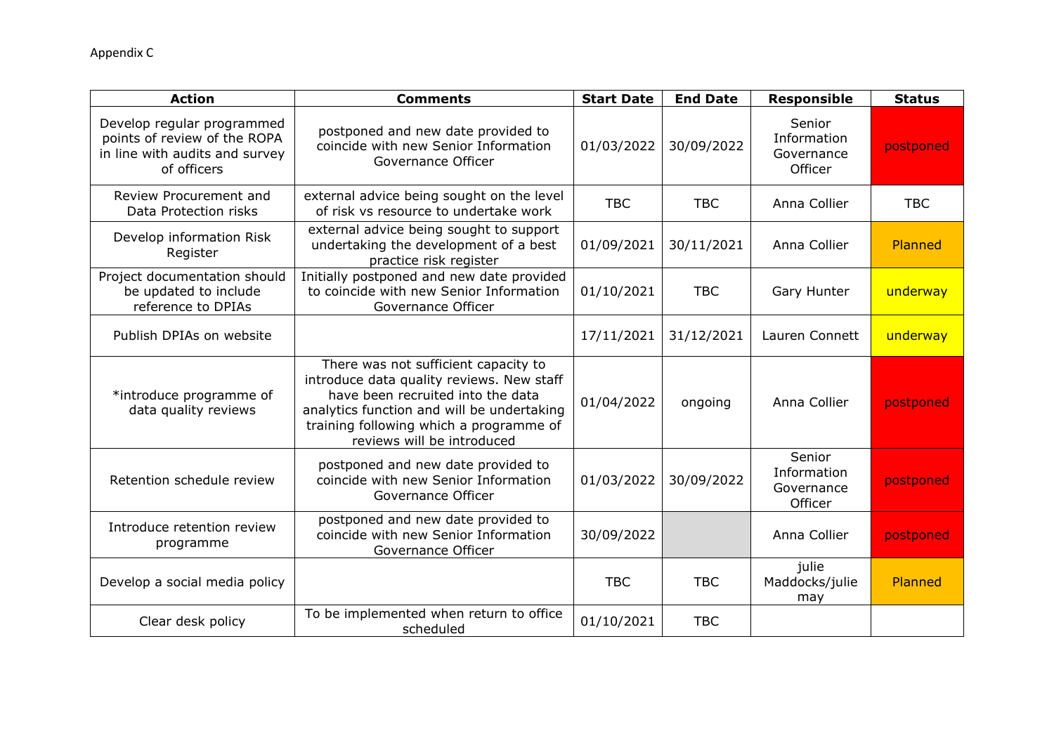Appendix C

| Action | Comments | Start Date | End Date | Responsible | Status |
|---|---|---|---|---|---|
| Develop regular programmed points of review of the ROPA in line with audits and survey of officers | postponed and new date provided to coincide with new Senior Information Governance Officer | 01/03/2022 | 30/09/2022 | Senior Information Governance Officer | postponed |
| Review Procurement and Data Protection risks | external advice being sought on the level of risk vs resource to undertake work | TBC | TBC | Anna Collier | TBC |
| Develop information Risk Register | external advice being sought to support undertaking the development of a best practice risk register | 01/09/2021 | 30/11/2021 | Anna Collier | Planned |
| Project documentation should be updated to include reference to DPIAs | Initially postponed and new date provided to coincide with new Senior Information Governance Officer | 01/10/2021 | TBC | Gary Hunter | underway |
| Publish DPIAs on website | | 17/11/2021 | 31/12/2021 | Lauren Connett | underway |
| *introduce programme of data quality reviews | There was not sufficient capacity to introduce data quality reviews. New staff have been recruited into the data analytics function and will be undertaking training following which a programme of reviews will be introduced | 01/04/2022 | ongoing | Anna Collier | postponed |
| Retention schedule review | postponed and new date provided to coincide with new Senior Information Governance Officer | 01/03/2022 | 30/09/2022 | Senior Information Governance Officer | postponed |
| Introduce retention review programme | postponed and new date provided to coincide with new Senior Information Governance Officer | 30/09/2022 | | Anna Collier | postponed |
| Develop a social media policy | | TBC | TBC | julie Maddocks/julie may | Planned |
| Clear desk policy | To be implemented when return to office scheduled | 01/10/2021 | TBC | | |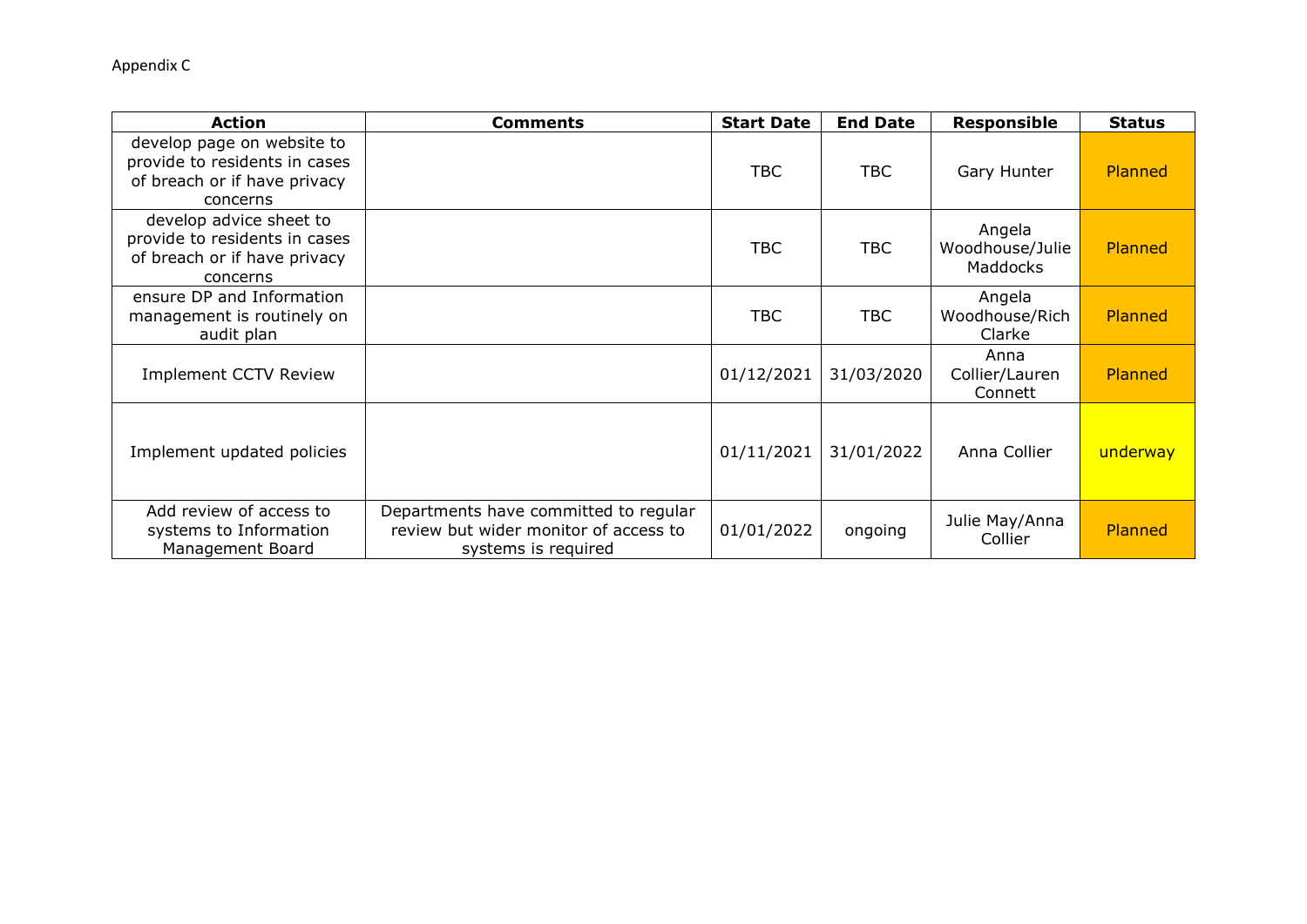Appendix C

| Action | Comments | Start Date | End Date | Responsible | Status |
|---|---|---|---|---|---|
| develop page on website to provide to residents in cases of breach or if have privacy concerns | | TBC | TBC | Gary Hunter | Planned |
| develop advice sheet to provide to residents in cases of breach or if have privacy concerns | | TBC | TBC | Angela Woodhouse/Julie Maddocks | Planned |
| ensure DP and Information management is routinely on audit plan | | TBC | TBC | Angela Woodhouse/Rich Clarke | Planned |
| Implement CCTV Review | | 01/12/2021 | 31/03/2020 | Anna Collier/Lauren Connett | Planned |
| Implement updated policies | | 01/11/2021 | 31/01/2022 | Anna Collier | underway |
| Add review of access to systems to Information Management Board | Departments have committed to regular review but wider monitor of access to systems is required | 01/01/2022 | ongoing | Julie May/Anna Collier | Planned |